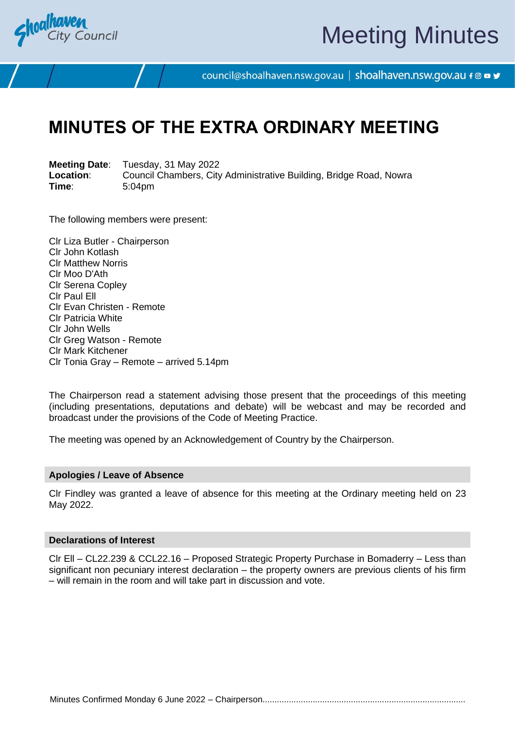# MINUTES OF THE EXTRA ORDINARY MEETING

**Meeting Date**: Tuesday, 31 May 2022
**Location**: Council Chambers, City Administrative Building, Bridge Road, Nowra
**Time**: 5:04pm

The following members were present:

Clr Liza Butler - Chairperson
Clr John Kotlash
Clr Matthew Norris
Clr Moo D'Ath
Clr Serena Copley
Clr Paul Ell
Clr Evan Christen - Remote
Clr Patricia White
Clr John Wells
Clr Greg Watson - Remote
Clr Mark Kitchener
Clr Tonia Gray – Remote – arrived 5.14pm

The Chairperson read a statement advising those present that the proceedings of this meeting (including presentations, deputations and debate) will be webcast and may be recorded and broadcast under the provisions of the Code of Meeting Practice.

The meeting was opened by an Acknowledgement of Country by the Chairperson.

## Apologies / Leave of Absence

Clr Findley was granted a leave of absence for this meeting at the Ordinary meeting held on 23 May 2022.

## Declarations of Interest

Clr Ell – CL22.239 & CCL22.16 – Proposed Strategic Property Purchase in Bomaderry – Less than significant non pecuniary interest declaration – the property owners are previous clients of his firm – will remain in the room and will take part in discussion and vote.

Minutes Confirmed Monday 6 June 2022 – Chairperson....................................................................................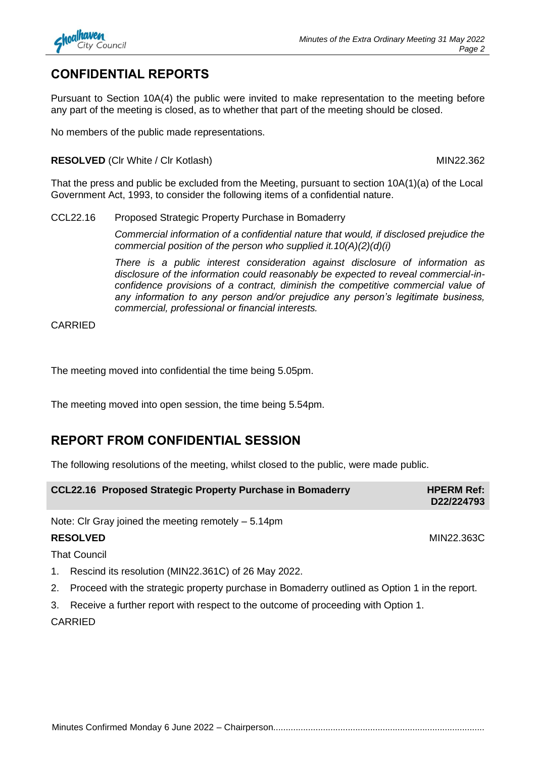## CONFIDENTIAL REPORTS

Pursuant to Section 10A(4) the public were invited to make representation to the meeting before any part of the meeting is closed, as to whether that part of the meeting should be closed.

No members of the public made representations.

**RESOLVED** (Clr White / Clr Kotlash) MIN22.362

That the press and public be excluded from the Meeting, pursuant to section 10A(1)(a) of the Local Government Act, 1993, to consider the following items of a confidential nature.

CCL22.16 Proposed Strategic Property Purchase in Bomaderry

*Commercial information of a confidential nature that would, if disclosed prejudice the commercial position of the person who supplied it.10(A)(2)(d)(i)*

*There is a public interest consideration against disclosure of information as disclosure of the information could reasonably be expected to reveal commercial-in-confidence provisions of a contract, diminish the competitive commercial value of any information to any person and/or prejudice any person's legitimate business, commercial, professional or financial interests.*

CARRIED

The meeting moved into confidential the time being 5.05pm.

The meeting moved into open session, the time being 5.54pm.

## REPORT FROM CONFIDENTIAL SESSION

The following resolutions of the meeting, whilst closed to the public, were made public.

**CCL22.16 Proposed Strategic Property Purchase in Bomaderry** **HPERM Ref: D22/224793**

Note: Clr Gray joined the meeting remotely – 5.14pm

**RESOLVED** MIN22.363C

That Council

1. Rescind its resolution (MIN22.361C) of 26 May 2022.
2. Proceed with the strategic property purchase in Bomaderry outlined as Option 1 in the report.
3. Receive a further report with respect to the outcome of proceeding with Option 1.

CARRIED

Minutes Confirmed Monday 6 June 2022 – Chairperson....................................................................................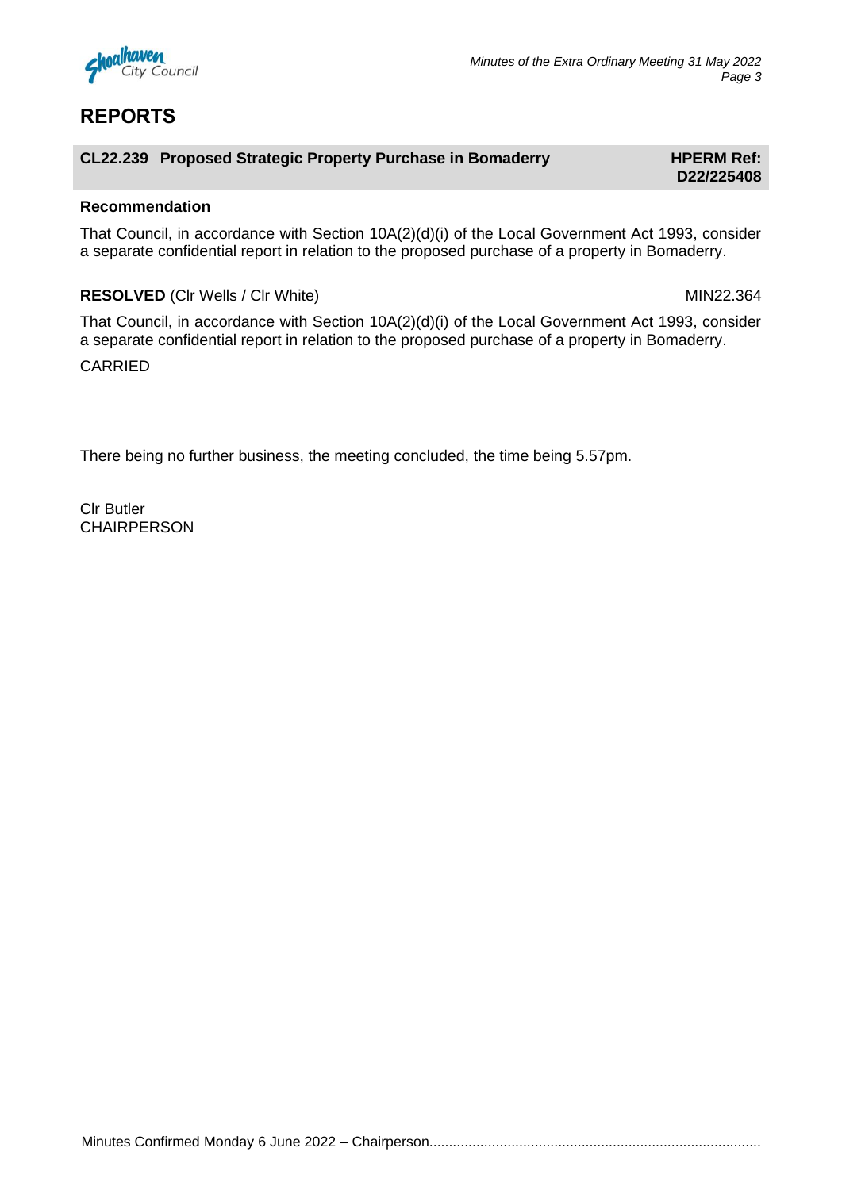# REPORTS

## CL22.239 Proposed Strategic Property Purchase in Bomaderry

**HPERM Ref: D22/225408**

**Recommendation**

That Council, in accordance with Section 10A(2)(d)(i) of the Local Government Act 1993, consider a separate confidential report in relation to the proposed purchase of a property in Bomaderry.

**RESOLVED** (Clr Wells / Clr White) MIN22.364

That Council, in accordance with Section 10A(2)(d)(i) of the Local Government Act 1993, consider a separate confidential report in relation to the proposed purchase of a property in Bomaderry.

CARRIED

There being no further business, the meeting concluded, the time being 5.57pm.

Clr Butler
CHAIRPERSON

Minutes Confirmed Monday 6 June 2022 – Chairperson....................................................................................